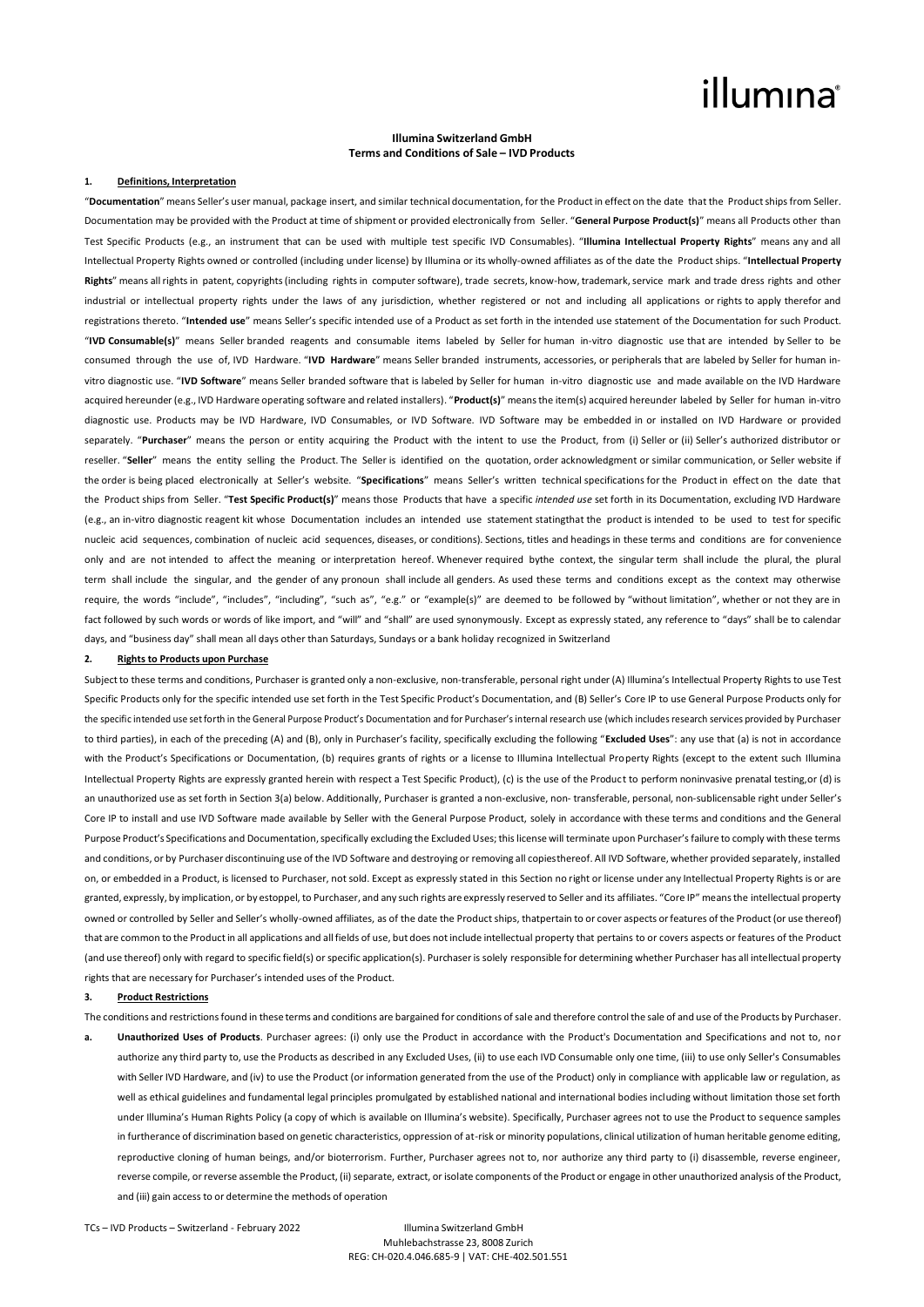**Illumina Switzerland GmbH**
**Terms and Conditions of Sale – IVD Products**

**1. Definitions, Interpretation**

"**Documentation**" means Seller's user manual, package insert, and similar technical documentation, for the Product in effect on the date that the Product ships from Seller. Documentation may be provided with the Product at time of shipment or provided electronically from Seller. "**General Purpose Product(s)**" means all Products other than Test Specific Products (e.g., an instrument that can be used with multiple test specific IVD Consumables). "**Illumina Intellectual Property Rights**" means any and all Intellectual Property Rights owned or controlled (including under license) by Illumina or its wholly-owned affiliates as of the date the Product ships. "**Intellectual Property Rights**" means all rights in patent, copyrights (including rights in computer software), trade secrets, know-how, trademark, service mark and trade dress rights and other industrial or intellectual property rights under the laws of any jurisdiction, whether registered or not and including all applications or rights to apply therefor and registrations thereto. "**Intended use**" means Seller's specific intended use of a Product as set forth in the intended use statement of the Documentation for such Product. "**IVD Consumable(s)**" means Seller branded reagents and consumable items labeled by Seller for human in-vitro diagnostic use that are intended by Seller to be consumed through the use of, IVD Hardware. "**IVD Hardware**" means Seller branded instruments, accessories, or peripherals that are labeled by Seller for human in-vitro diagnostic use. "**IVD Software**" means Seller branded software that is labeled by Seller for human in-vitro diagnostic use and made available on the IVD Hardware acquired hereunder (e.g., IVD Hardware operating software and related installers). "**Product(s)**" means the item(s) acquired hereunder labeled by Seller for human in-vitro diagnostic use. Products may be IVD Hardware, IVD Consumables, or IVD Software. IVD Software may be embedded in or installed on IVD Hardware or provided separately. "**Purchaser**" means the person or entity acquiring the Product with the intent to use the Product, from (i) Seller or (ii) Seller's authorized distributor or reseller. "**Seller**" means the entity selling the Product. The Seller is identified on the quotation, order acknowledgment or similar communication, or Seller website if the order is being placed electronically at Seller's website. "**Specifications**" means Seller's written technical specifications for the Product in effect on the date that the Product ships from Seller. "**Test Specific Product(s)**" means those Products that have a specific *intended use* set forth in its Documentation, excluding IVD Hardware (e.g., an in-vitro diagnostic reagent kit whose Documentation includes an intended use statement statingthat the product is intended to be used to test for specific nucleic acid sequences, combination of nucleic acid sequences, diseases, or conditions). Sections, titles and headings in these terms and conditions are for convenience only and are not intended to affect the meaning or interpretation hereof. Whenever required bythe context, the singular term shall include the plural, the plural term shall include the singular, and the gender of any pronoun shall include all genders. As used these terms and conditions except as the context may otherwise require, the words "include", "includes", "including", "such as", "e.g." or "example(s)" are deemed to be followed by "without limitation", whether or not they are in fact followed by such words or words of like import, and "will" and "shall" are used synonymously. Except as expressly stated, any reference to "days" shall be to calendar days, and "business day" shall mean all days other than Saturdays, Sundays or a bank holiday recognized in Switzerland

**2. Rights to Products upon Purchase**

Subject to these terms and conditions, Purchaser is granted only a non-exclusive, non-transferable, personal right under (A) Illumina's Intellectual Property Rights to use Test Specific Products only for the specific intended use set forth in the Test Specific Product's Documentation, and (B) Seller's Core IP to use General Purpose Products only for the specific intended use set forth in the General Purpose Product's Documentation and for Purchaser's internal research use (which includes research services provided by Purchaser to third parties), in each of the preceding (A) and (B), only in Purchaser's facility, specifically excluding the following "**Excluded Uses**": any use that (a) is not in accordance with the Product's Specifications or Documentation, (b) requires grants of rights or a license to Illumina Intellectual Property Rights (except to the extent such Illumina Intellectual Property Rights are expressly granted herein with respect a Test Specific Product), (c) is the use of the Product to perform noninvasive prenatal testing,or (d) is an unauthorized use as set forth in Section 3(a) below. Additionally, Purchaser is granted a non-exclusive, non- transferable, personal, non-sublicensable right under Seller's Core IP to install and use IVD Software made available by Seller with the General Purpose Product, solely in accordance with these terms and conditions and the General Purpose Product's Specifications and Documentation, specifically excluding the Excluded Uses; this license will terminate upon Purchaser's failure to comply with these terms and conditions, or by Purchaser discontinuing use of the IVD Software and destroying or removing all copiesthereof. All IVD Software, whether provided separately, installed on, or embedded in a Product, is licensed to Purchaser, not sold. Except as expressly stated in this Section no right or license under any Intellectual Property Rights is or are granted, expressly, by implication, or by estoppel, to Purchaser, and any such rights are expressly reserved to Seller and its affiliates. "Core IP" means the intellectual property owned or controlled by Seller and Seller's wholly-owned affiliates, as of the date the Product ships, thatpertain to or cover aspects or features of the Product (or use thereof) that are common to the Product in all applications and all fields of use, but does not include intellectual property that pertains to or covers aspects or features of the Product (and use thereof) only with regard to specific field(s) or specific application(s). Purchaser is solely responsible for determining whether Purchaser has all intellectual property rights that are necessary for Purchaser's intended uses of the Product.

**3. Product Restrictions**

The conditions and restrictions found in these terms and conditions are bargained for conditions of sale and therefore control the sale of and use of the Products by Purchaser.

**a. Unauthorized Uses of Products**. Purchaser agrees: (i) only use the Product in accordance with the Product's Documentation and Specifications and not to, nor authorize any third party to, use the Products as described in any Excluded Uses, (ii) to use each IVD Consumable only one time, (iii) to use only Seller's Consumables with Seller IVD Hardware, and (iv) to use the Product (or information generated from the use of the Product) only in compliance with applicable law or regulation, as well as ethical guidelines and fundamental legal principles promulgated by established national and international bodies including without limitation those set forth under Illumina's Human Rights Policy (a copy of which is available on Illumina's website). Specifically, Purchaser agrees not to use the Product to sequence samples in furtherance of discrimination based on genetic characteristics, oppression of at-risk or minority populations, clinical utilization of human heritable genome editing, reproductive cloning of human beings, and/or bioterrorism. Further, Purchaser agrees not to, nor authorize any third party to (i) disassemble, reverse engineer, reverse compile, or reverse assemble the Product, (ii) separate, extract, or isolate components of the Product or engage in other unauthorized analysis of the Product, and (iii) gain access to or determine the methods of operation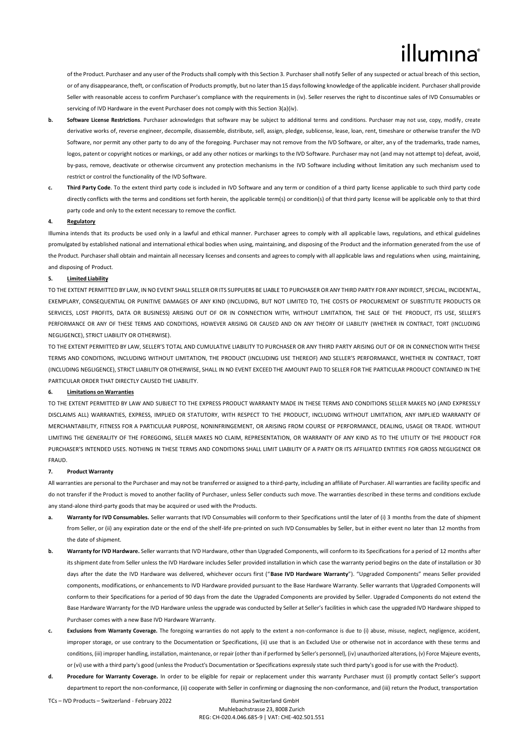of the Product. Purchaser and any user of the Products shall comply with this Section 3. Purchaser shall notify Seller of any suspected or actual breach of this section, or of any disappearance, theft, or confiscation of Products promptly, but no later than 15 days following knowledge of the applicable incident. Purchaser shall provide Seller with reasonable access to confirm Purchaser's compliance with the requirements in (iv). Seller reserves the right to discontinue sales of IVD Consumables or servicing of IVD Hardware in the event Purchaser does not comply with this Section 3(a)(iv).

b. **Software License Restrictions**. Purchaser acknowledges that software may be subject to additional terms and conditions. Purchaser may not use, copy, modify, create derivative works of, reverse engineer, decompile, disassemble, distribute, sell, assign, pledge, sublicense, lease, loan, rent, timeshare or otherwise transfer the IVD Software, nor permit any other party to do any of the foregoing. Purchaser may not remove from the IVD Software, or alter, any of the trademarks, trade names, logos, patent or copyright notices or markings, or add any other notices or markings to the IVD Software. Purchaser may not (and may not attempt to) defeat, avoid, by-pass, remove, deactivate or otherwise circumvent any protection mechanisms in the IVD Software including without limitation any such mechanism used to restrict or control the functionality of the IVD Software.

c. **Third Party Code**. To the extent third party code is included in IVD Software and any term or condition of a third party license applicable to such third party code directly conflicts with the terms and conditions set forth herein, the applicable term(s) or condition(s) of that third party license will be applicable only to that third party code and only to the extent necessary to remove the conflict.

**4. Regulatory**

Illumina intends that its products be used only in a lawful and ethical manner. Purchaser agrees to comply with all applicable laws, regulations, and ethical guidelines promulgated by established national and international ethical bodies when using, maintaining, and disposing of the Product and the information generated from the use of the Product. Purchaser shall obtain and maintain all necessary licenses and consents and agrees to comply with all applicable laws and regulations when using, maintaining, and disposing of Product.

**5. Limited Liability**

TO THE EXTENT PERMITTED BY LAW, IN NO EVENT SHALL SELLER OR ITS SUPPLIERS BE LIABLE TO PURCHASER OR ANY THIRD PARTY FOR ANY INDIRECT, SPECIAL, INCIDENTAL, EXEMPLARY, CONSEQUENTIAL OR PUNITIVE DAMAGES OF ANY KIND (INCLUDING, BUT NOT LIMITED TO, THE COSTS OF PROCUREMENT OF SUBSTITUTE PRODUCTS OR SERVICES, LOST PROFITS, DATA OR BUSINESS) ARISING OUT OF OR IN CONNECTION WITH, WITHOUT LIMITATION, THE SALE OF THE PRODUCT, ITS USE, SELLER'S PERFORMANCE OR ANY OF THESE TERMS AND CONDITIONS, HOWEVER ARISING OR CAUSED AND ON ANY THEORY OF LIABILITY (WHETHER IN CONTRACT, TORT (INCLUDING NEGLIGENCE), STRICT LIABILITY OR OTHERWISE).

TO THE EXTENT PERMITTED BY LAW, SELLER'S TOTAL AND CUMULATIVE LIABILITY TO PURCHASER OR ANY THIRD PARTY ARISING OUT OF OR IN CONNECTION WITH THESE TERMS AND CONDITIONS, INCLUDING WITHOUT LIMITATION, THE PRODUCT (INCLUDING USE THEREOF) AND SELLER'S PERFORMANCE, WHETHER IN CONTRACT, TORT (INCLUDING NEGLIGENCE), STRICT LIABILITY OR OTHERWISE, SHALL IN NO EVENT EXCEED THE AMOUNT PAID TO SELLER FOR THE PARTICULAR PRODUCT CONTAINED IN THE PARTICULAR ORDER THAT DIRECTLY CAUSED THE LIABILITY.

**6. Limitations on Warranties**

TO THE EXTENT PERMITTED BY LAW AND SUBJECT TO THE EXPRESS PRODUCT WARRANTY MADE IN THESE TERMS AND CONDITIONS SELLER MAKES NO (AND EXPRESSLY DISCLAIMS ALL) WARRANTIES, EXPRESS, IMPLIED OR STATUTORY, WITH RESPECT TO THE PRODUCT, INCLUDING WITHOUT LIMITATION, ANY IMPLIED WARRANTY OF MERCHANTABILITY, FITNESS FOR A PARTICULAR PURPOSE, NONINFRINGEMENT, OR ARISING FROM COURSE OF PERFORMANCE, DEALING, USAGE OR TRADE. WITHOUT LIMITING THE GENERALITY OF THE FOREGOING, SELLER MAKES NO CLAIM, REPRESENTATION, OR WARRANTY OF ANY KIND AS TO THE UTILITY OF THE PRODUCT FOR PURCHASER'S INTENDED USES. NOTHING IN THESE TERMS AND CONDITIONS SHALL LIMIT LIABILITY OF A PARTY OR ITS AFFILIATED ENTITIES FOR GROSS NEGLIGENCE OR FRAUD.

**7. Product Warranty**

All warranties are personal to the Purchaser and may not be transferred or assigned to a third-party, including an affiliate of Purchaser. All warranties are facility specific and do not transfer if the Product is moved to another facility of Purchaser, unless Seller conducts such move. The warranties described in these terms and conditions exclude any stand-alone third-party goods that may be acquired or used with the Products.

a. **Warranty for IVD Consumables.** Seller warrants that IVD Consumables will conform to their Specifications until the later of (i) 3 months from the date of shipment from Seller, or (ii) any expiration date or the end of the shelf-life pre-printed on such IVD Consumables by Seller, but in either event no later than 12 months from the date of shipment.

b. **Warranty for IVD Hardware.** Seller warrants that IVD Hardware, other than Upgraded Components, will conform to its Specifications for a period of 12 months after its shipment date from Seller unless the IVD Hardware includes Seller provided installation in which case the warranty period begins on the date of installation or 30 days after the date the IVD Hardware was delivered, whichever occurs first ("**Base IVD Hardware Warranty**"). "Upgraded Components" means Seller provided components, modifications, or enhancements to IVD Hardware provided pursuant to the Base Hardware Warranty. Seller warrants that Upgraded Components will conform to their Specifications for a period of 90 days from the date the Upgraded Components are provided by Seller. Upgraded Components do not extend the Base Hardware Warranty for the IVD Hardware unless the upgrade was conducted by Seller at Seller's facilities in which case the upgraded IVD Hardware shipped to Purchaser comes with a new Base IVD Hardware Warranty.

c. **Exclusions from Warranty Coverage.** The foregoing warranties do not apply to the extent a non-conformance is due to (i) abuse, misuse, neglect, negligence, accident, improper storage, or use contrary to the Documentation or Specifications, (ii) use that is an Excluded Use or otherwise not in accordance with these terms and conditions, (iii) improper handling, installation, maintenance, or repair (other than if performed by Seller's personnel), (iv) unauthorized alterations, (v) Force Majeure events, or (vi) use with a third party's good (unless the Product's Documentation or Specifications expressly state such third party's good is for use with the Product).

d. **Procedure for Warranty Coverage.** In order to be eligible for repair or replacement under this warranty Purchaser must (i) promptly contact Seller's support department to report the non-conformance, (ii) cooperate with Seller in confirming or diagnosing the non-conformance, and (iii) return the Product, transportation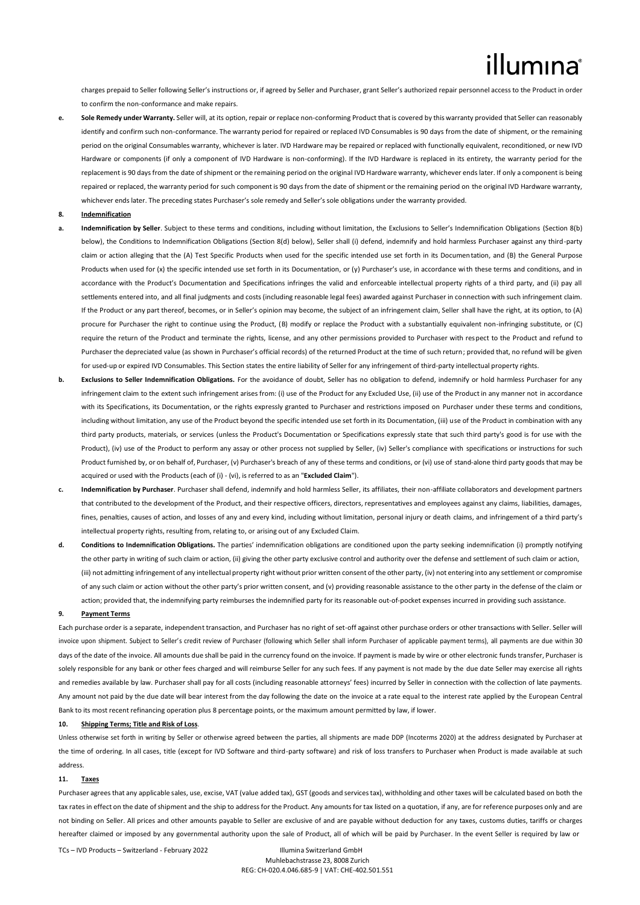charges prepaid to Seller following Seller's instructions or, if agreed by Seller and Purchaser, grant Seller's authorized repair personnel access to the Product in order to confirm the non-conformance and make repairs.

**e. Sole Remedy under Warranty.** Seller will, at its option, repair or replace non-conforming Product that is covered by this warranty provided that Seller can reasonably identify and confirm such non-conformance. The warranty period for repaired or replaced IVD Consumables is 90 days from the date of shipment, or the remaining period on the original Consumables warranty, whichever is later. IVD Hardware may be repaired or replaced with functionally equivalent, reconditioned, or new IVD Hardware or components (if only a component of IVD Hardware is non-conforming). If the IVD Hardware is replaced in its entirety, the warranty period for the replacement is 90 days from the date of shipment or the remaining period on the original IVD Hardware warranty, whichever ends later. If only a component is being repaired or replaced, the warranty period for such component is 90 days from the date of shipment or the remaining period on the original IVD Hardware warranty, whichever ends later. The preceding states Purchaser's sole remedy and Seller's sole obligations under the warranty provided.

**8. Indemnification**

**a. Indemnification by Seller**. Subject to these terms and conditions, including without limitation, the Exclusions to Seller's Indemnification Obligations (Section 8(b) below), the Conditions to Indemnification Obligations (Section 8(d) below), Seller shall (i) defend, indemnify and hold harmless Purchaser against any third-party claim or action alleging that the (A) Test Specific Products when used for the specific intended use set forth in its Documentation, and (B) the General Purpose Products when used for (x) the specific intended use set forth in its Documentation, or (y) Purchaser's use, in accordance with these terms and conditions, and in accordance with the Product's Documentation and Specifications infringes the valid and enforceable intellectual property rights of a third party, and (ii) pay all settlements entered into, and all final judgments and costs (including reasonable legal fees) awarded against Purchaser in connection with such infringement claim. If the Product or any part thereof, becomes, or in Seller's opinion may become, the subject of an infringement claim, Seller shall have the right, at its option, to (A) procure for Purchaser the right to continue using the Product, (B) modify or replace the Product with a substantially equivalent non-infringing substitute, or (C) require the return of the Product and terminate the rights, license, and any other permissions provided to Purchaser with respect to the Product and refund to Purchaser the depreciated value (as shown in Purchaser's official records) of the returned Product at the time of such return; provided that, no refund will be given for used-up or expired IVD Consumables. This Section states the entire liability of Seller for any infringement of third-party intellectual property rights.

**b. Exclusions to Seller Indemnification Obligations.** For the avoidance of doubt, Seller has no obligation to defend, indemnify or hold harmless Purchaser for any infringement claim to the extent such infringement arises from: (i) use of the Product for any Excluded Use, (ii) use of the Product in any manner not in accordance with its Specifications, its Documentation, or the rights expressly granted to Purchaser and restrictions imposed on Purchaser under these terms and conditions, including without limitation, any use of the Product beyond the specific intended use set forth in its Documentation, (iii) use of the Product in combination with any third party products, materials, or services (unless the Product's Documentation or Specifications expressly state that such third party's good is for use with the Product), (iv) use of the Product to perform any assay or other process not supplied by Seller, (iv) Seller's compliance with specifications or instructions for such Product furnished by, or on behalf of, Purchaser, (v) Purchaser's breach of any of these terms and conditions, or (vi) use of stand-alone third party goods that may be acquired or used with the Products (each of (i) - (vi), is referred to as an "**Excluded Claim**").

**c. Indemnification by Purchaser**. Purchaser shall defend, indemnify and hold harmless Seller, its affiliates, their non-affiliate collaborators and development partners that contributed to the development of the Product, and their respective officers, directors, representatives and employees against any claims, liabilities, damages, fines, penalties, causes of action, and losses of any and every kind, including without limitation, personal injury or death claims, and infringement of a third party's intellectual property rights, resulting from, relating to, or arising out of any Excluded Claim.

**d. Conditions to Indemnification Obligations.** The parties' indemnification obligations are conditioned upon the party seeking indemnification (i) promptly notifying the other party in writing of such claim or action, (ii) giving the other party exclusive control and authority over the defense and settlement of such claim or action, (iii) not admitting infringement of any intellectual property right without prior written consent of the other party, (iv) not entering into any settlement or compromise of any such claim or action without the other party's prior written consent, and (v) providing reasonable assistance to the other party in the defense of the claim or action; provided that, the indemnifying party reimburses the indemnified party for its reasonable out-of-pocket expenses incurred in providing such assistance.

**9. Payment Terms**

Each purchase order is a separate, independent transaction, and Purchaser has no right of set-off against other purchase orders or other transactions with Seller. Seller will invoice upon shipment. Subject to Seller's credit review of Purchaser (following which Seller shall inform Purchaser of applicable payment terms), all payments are due within 30 days of the date of the invoice. All amounts due shall be paid in the currency found on the invoice. If payment is made by wire or other electronic funds transfer, Purchaser is solely responsible for any bank or other fees charged and will reimburse Seller for any such fees. If any payment is not made by the due date Seller may exercise all rights and remedies available by law. Purchaser shall pay for all costs (including reasonable attorneys' fees) incurred by Seller in connection with the collection of late payments. Any amount not paid by the due date will bear interest from the day following the date on the invoice at a rate equal to the interest rate applied by the European Central Bank to its most recent refinancing operation plus 8 percentage points, or the maximum amount permitted by law, if lower.

**10. Shipping Terms; Title and Risk of Loss**.

Unless otherwise set forth in writing by Seller or otherwise agreed between the parties, all shipments are made DDP (Incoterms 2020) at the address designated by Purchaser at the time of ordering. In all cases, title (except for IVD Software and third-party software) and risk of loss transfers to Purchaser when Product is made available at such address.

**11. Taxes**

Purchaser agrees that any applicable sales, use, excise, VAT (value added tax), GST (goods and services tax), withholding and other taxes will be calculated based on both the tax rates in effect on the date of shipment and the ship to address for the Product. Any amounts for tax listed on a quotation, if any, are for reference purposes only and are not binding on Seller. All prices and other amounts payable to Seller are exclusive of and are payable without deduction for any taxes, customs duties, tariffs or charges hereafter claimed or imposed by any governmental authority upon the sale of Product, all of which will be paid by Purchaser. In the event Seller is required by law or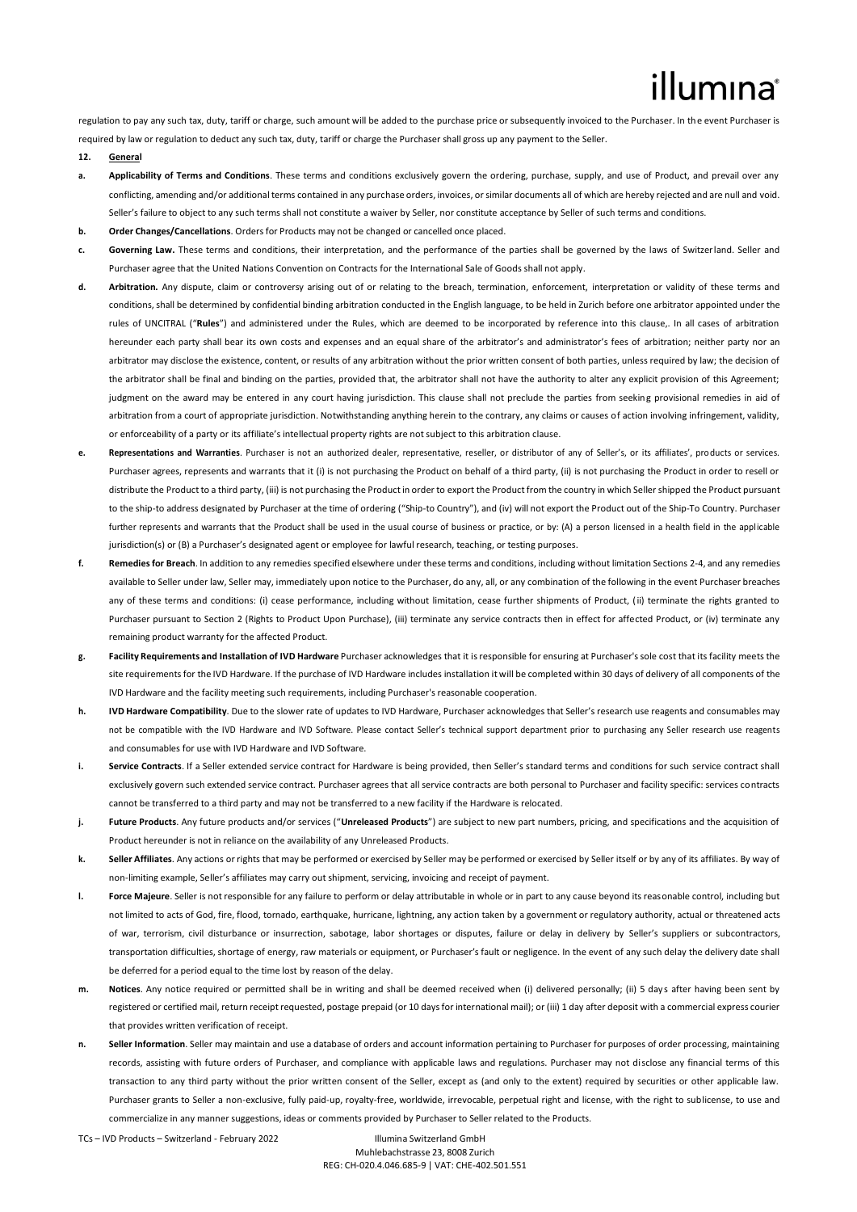regulation to pay any such tax, duty, tariff or charge, such amount will be added to the purchase price or subsequently invoiced to the Purchaser. In the event Purchaser is required by law or regulation to deduct any such tax, duty, tariff or charge the Purchaser shall gross up any payment to the Seller.

**12. General**

**a. Applicability of Terms and Conditions**. These terms and conditions exclusively govern the ordering, purchase, supply, and use of Product, and prevail over any conflicting, amending and/or additional terms contained in any purchase orders, invoices, or similar documents all of which are hereby rejected and are null and void. Seller's failure to object to any such terms shall not constitute a waiver by Seller, nor constitute acceptance by Seller of such terms and conditions.

**b. Order Changes/Cancellations**. Orders for Products may not be changed or cancelled once placed.

**c. Governing Law.** These terms and conditions, their interpretation, and the performance of the parties shall be governed by the laws of Switzerland. Seller and Purchaser agree that the United Nations Convention on Contracts for the International Sale of Goods shall not apply.

**d. Arbitration.** Any dispute, claim or controversy arising out of or relating to the breach, termination, enforcement, interpretation or validity of these terms and conditions, shall be determined by confidential binding arbitration conducted in the English language, to be held in Zurich before one arbitrator appointed under the rules of UNCITRAL ("**Rules**") and administered under the Rules, which are deemed to be incorporated by reference into this clause,. In all cases of arbitration hereunder each party shall bear its own costs and expenses and an equal share of the arbitrator's and administrator's fees of arbitration; neither party nor an arbitrator may disclose the existence, content, or results of any arbitration without the prior written consent of both parties, unless required by law; the decision of the arbitrator shall be final and binding on the parties, provided that, the arbitrator shall not have the authority to alter any explicit provision of this Agreement; judgment on the award may be entered in any court having jurisdiction. This clause shall not preclude the parties from seeking provisional remedies in aid of arbitration from a court of appropriate jurisdiction. Notwithstanding anything herein to the contrary, any claims or causes of action involving infringement, validity, or enforceability of a party or its affiliate's intellectual property rights are not subject to this arbitration clause.

**e. Representations and Warranties**. Purchaser is not an authorized dealer, representative, reseller, or distributor of any of Seller's, or its affiliates', products or services. Purchaser agrees, represents and warrants that it (i) is not purchasing the Product on behalf of a third party, (ii) is not purchasing the Product in order to resell or distribute the Product to a third party, (iii) is not purchasing the Product in order to export the Product from the country in which Seller shipped the Product pursuant to the ship-to address designated by Purchaser at the time of ordering ("Ship-to Country"), and (iv) will not export the Product out of the Ship-To Country. Purchaser further represents and warrants that the Product shall be used in the usual course of business or practice, or by: (A) a person licensed in a health field in the applicable jurisdiction(s) or (B) a Purchaser's designated agent or employee for lawful research, teaching, or testing purposes.

**f. Remedies for Breach**. In addition to any remedies specified elsewhere under these terms and conditions, including without limitation Sections 2-4, and any remedies available to Seller under law, Seller may, immediately upon notice to the Purchaser, do any, all, or any combination of the following in the event Purchaser breaches any of these terms and conditions: (i) cease performance, including without limitation, cease further shipments of Product, (ii) terminate the rights granted to Purchaser pursuant to Section 2 (Rights to Product Upon Purchase), (iii) terminate any service contracts then in effect for affected Product, or (iv) terminate any remaining product warranty for the affected Product.

**g. Facility Requirements and Installation of IVD Hardware** Purchaser acknowledges that it is responsible for ensuring at Purchaser's sole cost that its facility meets the site requirements for the IVD Hardware. If the purchase of IVD Hardware includes installation it will be completed within 30 days of delivery of all components of the IVD Hardware and the facility meeting such requirements, including Purchaser's reasonable cooperation.

**h. IVD Hardware Compatibility**. Due to the slower rate of updates to IVD Hardware, Purchaser acknowledges that Seller's research use reagents and consumables may not be compatible with the IVD Hardware and IVD Software. Please contact Seller's technical support department prior to purchasing any Seller research use reagents and consumables for use with IVD Hardware and IVD Software.

**i. Service Contracts**. If a Seller extended service contract for Hardware is being provided, then Seller's standard terms and conditions for such service contract shall exclusively govern such extended service contract. Purchaser agrees that all service contracts are both personal to Purchaser and facility specific: services contracts cannot be transferred to a third party and may not be transferred to a new facility if the Hardware is relocated.

**j. Future Products**. Any future products and/or services ("**Unreleased Products**") are subject to new part numbers, pricing, and specifications and the acquisition of Product hereunder is not in reliance on the availability of any Unreleased Products.

**k. Seller Affiliates**. Any actions or rights that may be performed or exercised by Seller may be performed or exercised by Seller itself or by any of its affiliates. By way of non-limiting example, Seller's affiliates may carry out shipment, servicing, invoicing and receipt of payment.

**l. Force Majeure**. Seller is not responsible for any failure to perform or delay attributable in whole or in part to any cause beyond its reasonable control, including but not limited to acts of God, fire, flood, tornado, earthquake, hurricane, lightning, any action taken by a government or regulatory authority, actual or threatened acts of war, terrorism, civil disturbance or insurrection, sabotage, labor shortages or disputes, failure or delay in delivery by Seller's suppliers or subcontractors, transportation difficulties, shortage of energy, raw materials or equipment, or Purchaser's fault or negligence. In the event of any such delay the delivery date shall be deferred for a period equal to the time lost by reason of the delay.

**m. Notices**. Any notice required or permitted shall be in writing and shall be deemed received when (i) delivered personally; (ii) 5 days after having been sent by registered or certified mail, return receipt requested, postage prepaid (or 10 days for international mail); or (iii) 1 day after deposit with a commercial express courier that provides written verification of receipt.

**n. Seller Information**. Seller may maintain and use a database of orders and account information pertaining to Purchaser for purposes of order processing, maintaining records, assisting with future orders of Purchaser, and compliance with applicable laws and regulations. Purchaser may not disclose any financial terms of this transaction to any third party without the prior written consent of the Seller, except as (and only to the extent) required by securities or other applicable law. Purchaser grants to Seller a non-exclusive, fully paid-up, royalty-free, worldwide, irrevocable, perpetual right and license, with the right to sublicense, to use and commercialize in any manner suggestions, ideas or comments provided by Purchaser to Seller related to the Products.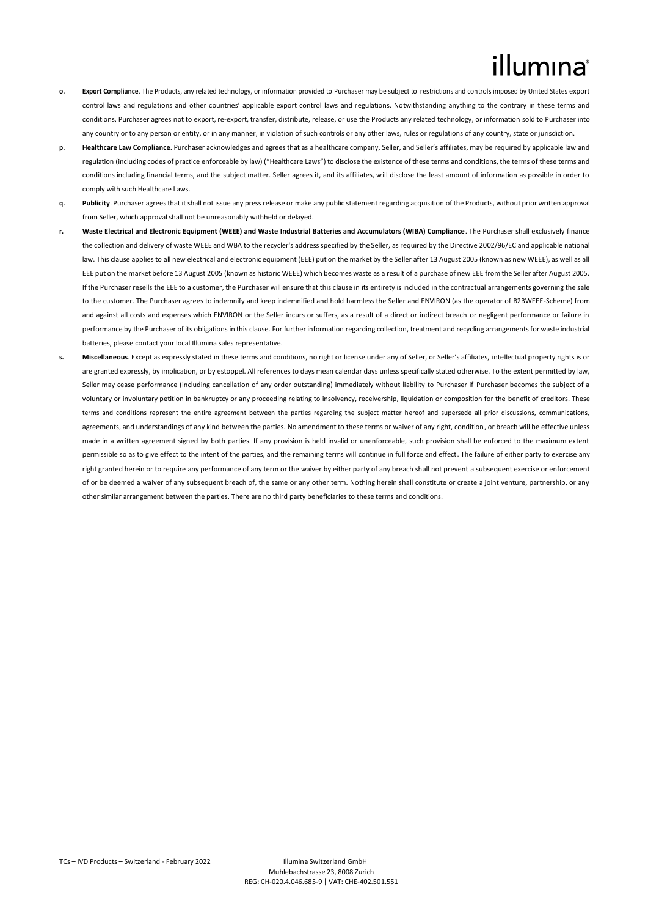**o. Export Compliance**. The Products, any related technology, or information provided to Purchaser may be subject to restrictions and controls imposed by United States export control laws and regulations and other countries' applicable export control laws and regulations. Notwithstanding anything to the contrary in these terms and conditions, Purchaser agrees not to export, re-export, transfer, distribute, release, or use the Products any related technology, or information sold to Purchaser into any country or to any person or entity, or in any manner, in violation of such controls or any other laws, rules or regulations of any country, state or jurisdiction.

**p. Healthcare Law Compliance**. Purchaser acknowledges and agrees that as a healthcare company, Seller, and Seller's affiliates, may be required by applicable law and regulation (including codes of practice enforceable by law) ("Healthcare Laws") to disclose the existence of these terms and conditions, the terms of these terms and conditions including financial terms, and the subject matter. Seller agrees it, and its affiliates, will disclose the least amount of information as possible in order to comply with such Healthcare Laws.

**q. Publicity**. Purchaser agrees that it shall not issue any press release or make any public statement regarding acquisition of the Products, without prior written approval from Seller, which approval shall not be unreasonably withheld or delayed.

**r. Waste Electrical and Electronic Equipment (WEEE) and Waste Industrial Batteries and Accumulators (WIBA) Compliance**. The Purchaser shall exclusively finance the collection and delivery of waste WEEE and WBA to the recycler's address specified by the Seller, as required by the Directive 2002/96/EC and applicable national law. This clause applies to all new electrical and electronic equipment (EEE) put on the market by the Seller after 13 August 2005 (known as new WEEE), as well as all EEE put on the market before 13 August 2005 (known as historic WEEE) which becomes waste as a result of a purchase of new EEE from the Seller after August 2005. If the Purchaser resells the EEE to a customer, the Purchaser will ensure that this clause in its entirety is included in the contractual arrangements governing the sale to the customer. The Purchaser agrees to indemnify and keep indemnified and hold harmless the Seller and ENVIRON (as the operator of B2BWEEE-Scheme) from and against all costs and expenses which ENVIRON or the Seller incurs or suffers, as a result of a direct or indirect breach or negligent performance or failure in performance by the Purchaser of its obligations in this clause. For further information regarding collection, treatment and recycling arrangements for waste industrial batteries, please contact your local Illumina sales representative.

**s. Miscellaneous**. Except as expressly stated in these terms and conditions, no right or license under any of Seller, or Seller's affiliates, intellectual property rights is or are granted expressly, by implication, or by estoppel. All references to days mean calendar days unless specifically stated otherwise. To the extent permitted by law, Seller may cease performance (including cancellation of any order outstanding) immediately without liability to Purchaser if Purchaser becomes the subject of a voluntary or involuntary petition in bankruptcy or any proceeding relating to insolvency, receivership, liquidation or composition for the benefit of creditors. These terms and conditions represent the entire agreement between the parties regarding the subject matter hereof and supersede all prior discussions, communications, agreements, and understandings of any kind between the parties. No amendment to these terms or waiver of any right, condition, or breach will be effective unless made in a written agreement signed by both parties. If any provision is held invalid or unenforceable, such provision shall be enforced to the maximum extent permissible so as to give effect to the intent of the parties, and the remaining terms will continue in full force and effect. The failure of either party to exercise any right granted herein or to require any performance of any term or the waiver by either party of any breach shall not prevent a subsequent exercise or enforcement of or be deemed a waiver of any subsequent breach of, the same or any other term. Nothing herein shall constitute or create a joint venture, partnership, or any other similar arrangement between the parties. There are no third party beneficiaries to these terms and conditions.